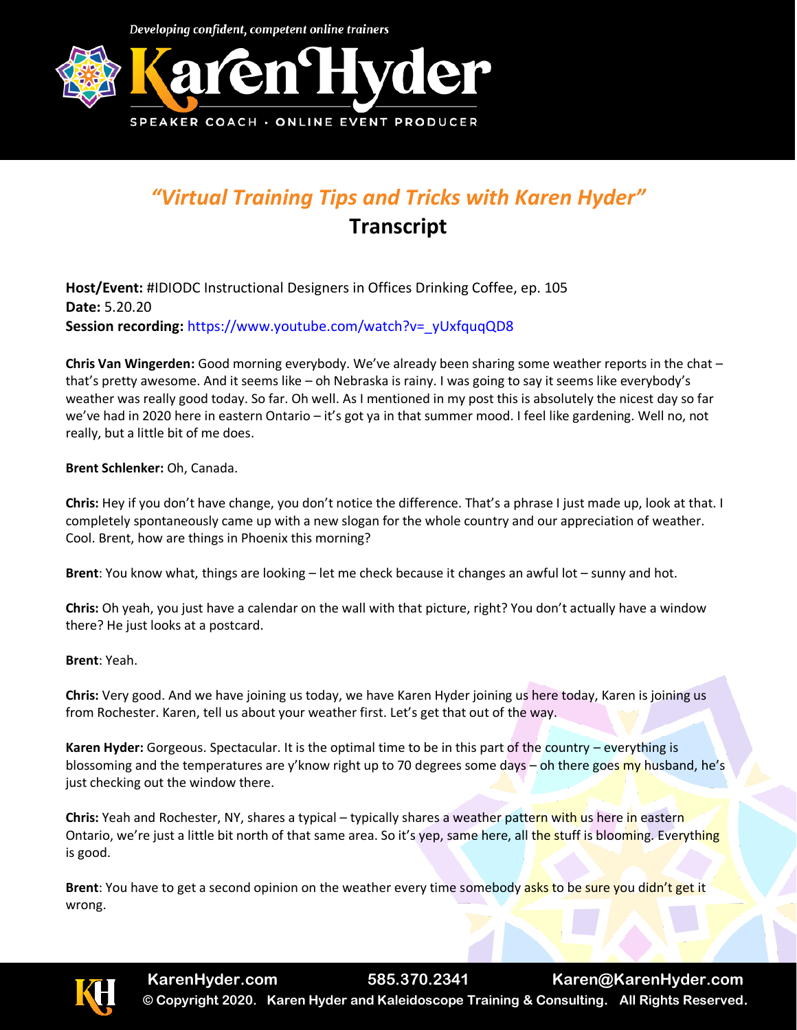# *"Virtual Training Tips and Tricks with Karen Hyder"*

## Transcript

**Host/Event:** #IDIODC Instructional Designers in Offices Drinking Coffee, ep. 105
**Date:** 5.20.20
**Session recording:** https://www.youtube.com/watch?v=_yUxfquqQD8

**Chris Van Wingerden:** Good morning everybody. We've already been sharing some weather reports in the chat – that's pretty awesome. And it seems like – oh Nebraska is rainy. I was going to say it seems like everybody's weather was really good today. So far. Oh well. As I mentioned in my post this is absolutely the nicest day so far we've had in 2020 here in eastern Ontario – it's got ya in that summer mood. I feel like gardening. Well no, not really, but a little bit of me does.

**Brent Schlenker:** Oh, Canada.

**Chris:** Hey if you don't have change, you don't notice the difference. That's a phrase I just made up, look at that. I completely spontaneously came up with a new slogan for the whole country and our appreciation of weather. Cool. Brent, how are things in Phoenix this morning?

**Brent**: You know what, things are looking – let me check because it changes an awful lot – sunny and hot.

**Chris:** Oh yeah, you just have a calendar on the wall with that picture, right? You don't actually have a window there? He just looks at a postcard.

**Brent**: Yeah.

**Chris:** Very good. And we have joining us today, we have Karen Hyder joining us here today, Karen is joining us from Rochester. Karen, tell us about your weather first. Let's get that out of the way.

**Karen Hyder:** Gorgeous. Spectacular. It is the optimal time to be in this part of the country – everything is blossoming and the temperatures are y'know right up to 70 degrees some days – oh there goes my husband, he's just checking out the window there.

**Chris:** Yeah and Rochester, NY, shares a typical – typically shares a weather pattern with us here in eastern Ontario, we're just a little bit north of that same area. So it's yep, same here, all the stuff is blooming. Everything is good.

**Brent**: You have to get a second opinion on the weather every time somebody asks to be sure you didn't get it wrong.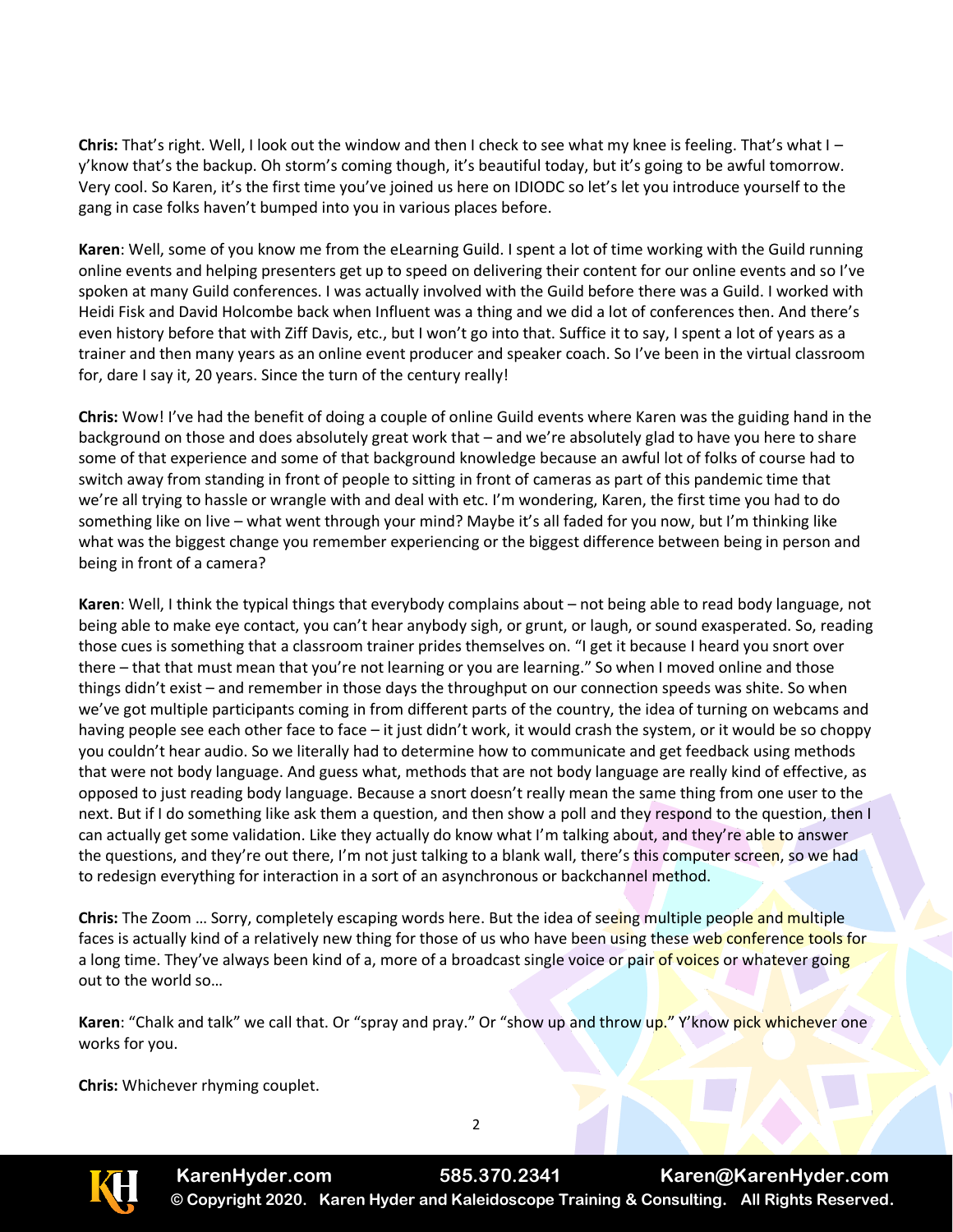**Chris:** That's right. Well, I look out the window and then I check to see what my knee is feeling. That's what I – y'know that's the backup. Oh storm's coming though, it's beautiful today, but it's going to be awful tomorrow. Very cool. So Karen, it's the first time you've joined us here on IDIODC so let's let you introduce yourself to the gang in case folks haven't bumped into you in various places before.

**Karen**: Well, some of you know me from the eLearning Guild. I spent a lot of time working with the Guild running online events and helping presenters get up to speed on delivering their content for our online events and so I've spoken at many Guild conferences. I was actually involved with the Guild before there was a Guild. I worked with Heidi Fisk and David Holcombe back when Influent was a thing and we did a lot of conferences then. And there's even history before that with Ziff Davis, etc., but I won't go into that. Suffice it to say, I spent a lot of years as a trainer and then many years as an online event producer and speaker coach. So I've been in the virtual classroom for, dare I say it, 20 years. Since the turn of the century really!

**Chris:** Wow! I've had the benefit of doing a couple of online Guild events where Karen was the guiding hand in the background on those and does absolutely great work that – and we're absolutely glad to have you here to share some of that experience and some of that background knowledge because an awful lot of folks of course had to switch away from standing in front of people to sitting in front of cameras as part of this pandemic time that we're all trying to hassle or wrangle with and deal with etc. I'm wondering, Karen, the first time you had to do something like on live – what went through your mind? Maybe it's all faded for you now, but I'm thinking like what was the biggest change you remember experiencing or the biggest difference between being in person and being in front of a camera?

**Karen**: Well, I think the typical things that everybody complains about – not being able to read body language, not being able to make eye contact, you can't hear anybody sigh, or grunt, or laugh, or sound exasperated. So, reading those cues is something that a classroom trainer prides themselves on. "I get it because I heard you snort over there – that that must mean that you're not learning or you are learning." So when I moved online and those things didn't exist – and remember in those days the throughput on our connection speeds was shite. So when we've got multiple participants coming in from different parts of the country, the idea of turning on webcams and having people see each other face to face – it just didn't work, it would crash the system, or it would be so choppy you couldn't hear audio. So we literally had to determine how to communicate and get feedback using methods that were not body language. And guess what, methods that are not body language are really kind of effective, as opposed to just reading body language. Because a snort doesn't really mean the same thing from one user to the next. But if I do something like ask them a question, and then show a poll and they respond to the question, then I can actually get some validation. Like they actually do know what I'm talking about, and they're able to answer the questions, and they're out there, I'm not just talking to a blank wall, there's this computer screen, so we had to redesign everything for interaction in a sort of an asynchronous or backchannel method.

**Chris:** The Zoom … Sorry, completely escaping words here. But the idea of seeing multiple people and multiple faces is actually kind of a relatively new thing for those of us who have been using these web conference tools for a long time. They've always been kind of a, more of a broadcast single voice or pair of voices or whatever going out to the world so…

**Karen**: "Chalk and talk" we call that. Or "spray and pray." Or "show up and throw up." Y'know pick whichever one works for you.

**Chris:** Whichever rhyming couplet.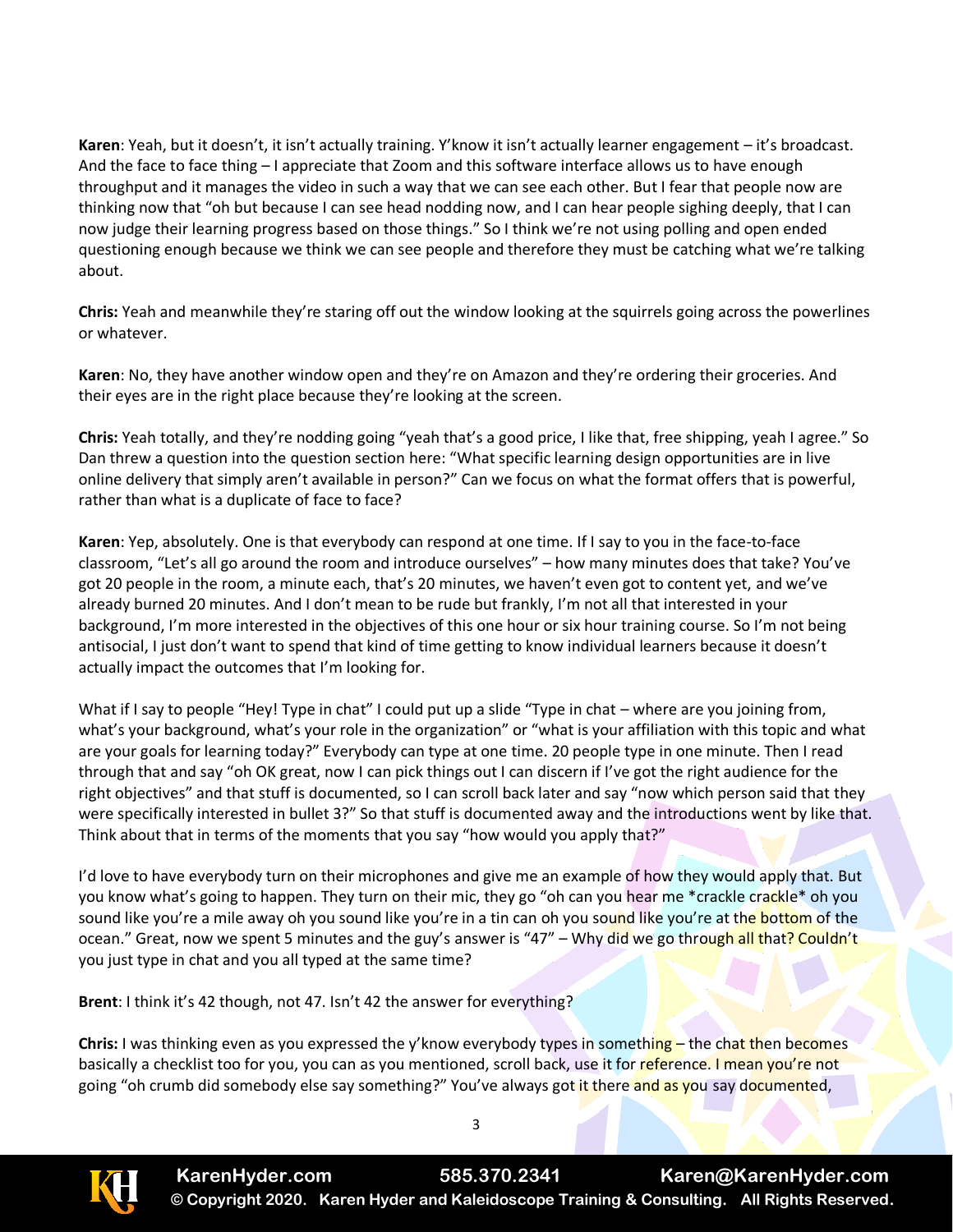**Karen**: Yeah, but it doesn't, it isn't actually training. Y'know it isn't actually learner engagement – it's broadcast. And the face to face thing – I appreciate that Zoom and this software interface allows us to have enough throughput and it manages the video in such a way that we can see each other. But I fear that people now are thinking now that "oh but because I can see head nodding now, and I can hear people sighing deeply, that I can now judge their learning progress based on those things." So I think we're not using polling and open ended questioning enough because we think we can see people and therefore they must be catching what we're talking about.

**Chris:** Yeah and meanwhile they're staring off out the window looking at the squirrels going across the powerlines or whatever.

**Karen**: No, they have another window open and they're on Amazon and they're ordering their groceries. And their eyes are in the right place because they're looking at the screen.

**Chris:** Yeah totally, and they're nodding going "yeah that's a good price, I like that, free shipping, yeah I agree." So Dan threw a question into the question section here: "What specific learning design opportunities are in live online delivery that simply aren't available in person?" Can we focus on what the format offers that is powerful, rather than what is a duplicate of face to face?

**Karen**: Yep, absolutely. One is that everybody can respond at one time. If I say to you in the face-to-face classroom, "Let's all go around the room and introduce ourselves" – how many minutes does that take? You've got 20 people in the room, a minute each, that's 20 minutes, we haven't even got to content yet, and we've already burned 20 minutes. And I don't mean to be rude but frankly, I'm not all that interested in your background, I'm more interested in the objectives of this one hour or six hour training course. So I'm not being antisocial, I just don't want to spend that kind of time getting to know individual learners because it doesn't actually impact the outcomes that I'm looking for.

What if I say to people "Hey! Type in chat" I could put up a slide "Type in chat – where are you joining from, what's your background, what's your role in the organization" or "what is your affiliation with this topic and what are your goals for learning today?" Everybody can type at one time. 20 people type in one minute. Then I read through that and say "oh OK great, now I can pick things out I can discern if I've got the right audience for the right objectives" and that stuff is documented, so I can scroll back later and say "now which person said that they were specifically interested in bullet 3?" So that stuff is documented away and the introductions went by like that. Think about that in terms of the moments that you say "how would you apply that?"

I'd love to have everybody turn on their microphones and give me an example of how they would apply that. But you know what's going to happen. They turn on their mic, they go "oh can you hear me *crackle crackle* oh you sound like you're a mile away oh you sound like you're in a tin can oh you sound like you're at the bottom of the ocean." Great, now we spent 5 minutes and the guy's answer is "47" – Why did we go through all that? Couldn't you just type in chat and you all typed at the same time?

**Brent**: I think it's 42 though, not 47. Isn't 42 the answer for everything?

**Chris:** I was thinking even as you expressed the y'know everybody types in something – the chat then becomes basically a checklist too for you, you can as you mentioned, scroll back, use it for reference. I mean you're not going "oh crumb did somebody else say something?" You've always got it there and as you say documented,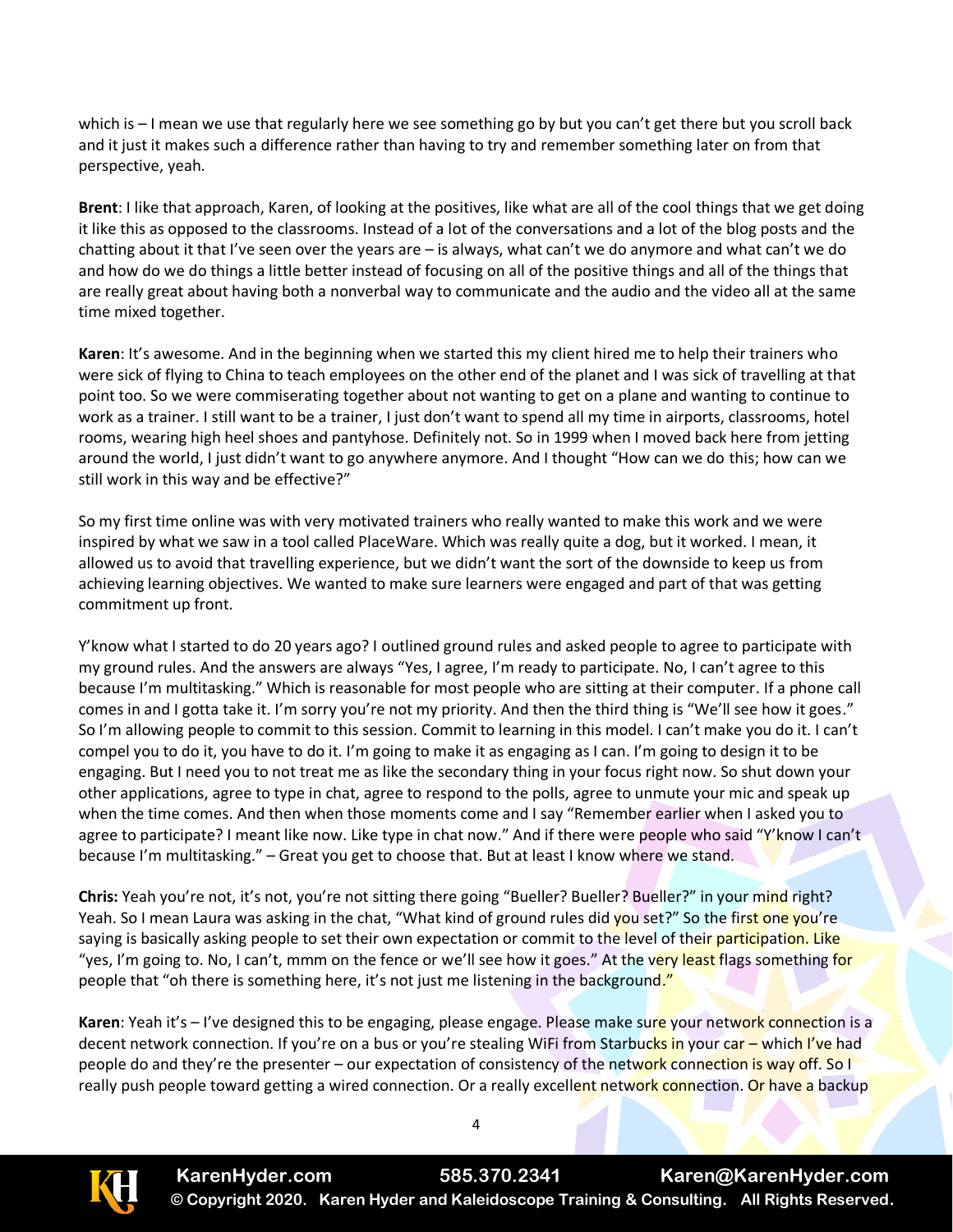which is – I mean we use that regularly here we see something go by but you can't get there but you scroll back and it just it makes such a difference rather than having to try and remember something later on from that perspective, yeah.

**Brent**: I like that approach, Karen, of looking at the positives, like what are all of the cool things that we get doing it like this as opposed to the classrooms. Instead of a lot of the conversations and a lot of the blog posts and the chatting about it that I've seen over the years are – is always, what can't we do anymore and what can't we do and how do we do things a little better instead of focusing on all of the positive things and all of the things that are really great about having both a nonverbal way to communicate and the audio and the video all at the same time mixed together.

**Karen**: It's awesome. And in the beginning when we started this my client hired me to help their trainers who were sick of flying to China to teach employees on the other end of the planet and I was sick of travelling at that point too. So we were commiserating together about not wanting to get on a plane and wanting to continue to work as a trainer. I still want to be a trainer, I just don't want to spend all my time in airports, classrooms, hotel rooms, wearing high heel shoes and pantyhose. Definitely not. So in 1999 when I moved back here from jetting around the world, I just didn't want to go anywhere anymore. And I thought "How can we do this; how can we still work in this way and be effective?"

So my first time online was with very motivated trainers who really wanted to make this work and we were inspired by what we saw in a tool called PlaceWare. Which was really quite a dog, but it worked. I mean, it allowed us to avoid that travelling experience, but we didn't want the sort of the downside to keep us from achieving learning objectives. We wanted to make sure learners were engaged and part of that was getting commitment up front.

Y'know what I started to do 20 years ago? I outlined ground rules and asked people to agree to participate with my ground rules. And the answers are always "Yes, I agree, I'm ready to participate. No, I can't agree to this because I'm multitasking." Which is reasonable for most people who are sitting at their computer. If a phone call comes in and I gotta take it. I'm sorry you're not my priority. And then the third thing is "We'll see how it goes." So I'm allowing people to commit to this session. Commit to learning in this model. I can't make you do it. I can't compel you to do it, you have to do it. I'm going to make it as engaging as I can. I'm going to design it to be engaging. But I need you to not treat me as like the secondary thing in your focus right now. So shut down your other applications, agree to type in chat, agree to respond to the polls, agree to unmute your mic and speak up when the time comes. And then when those moments come and I say "Remember earlier when I asked you to agree to participate? I meant like now. Like type in chat now." And if there were people who said "Y'know I can't because I'm multitasking." – Great you get to choose that. But at least I know where we stand.

**Chris:** Yeah you're not, it's not, you're not sitting there going "Bueller? Bueller? Bueller?" in your mind right? Yeah. So I mean Laura was asking in the chat, "What kind of ground rules did you set?" So the first one you're saying is basically asking people to set their own expectation or commit to the level of their participation. Like "yes, I'm going to. No, I can't, mmm on the fence or we'll see how it goes." At the very least flags something for people that "oh there is something here, it's not just me listening in the background."

**Karen**: Yeah it's – I've designed this to be engaging, please engage. Please make sure your network connection is a decent network connection. If you're on a bus or you're stealing WiFi from Starbucks in your car – which I've had people do and they're the presenter – our expectation of consistency of the network connection is way off. So I really push people toward getting a wired connection. Or a really excellent network connection. Or have a backup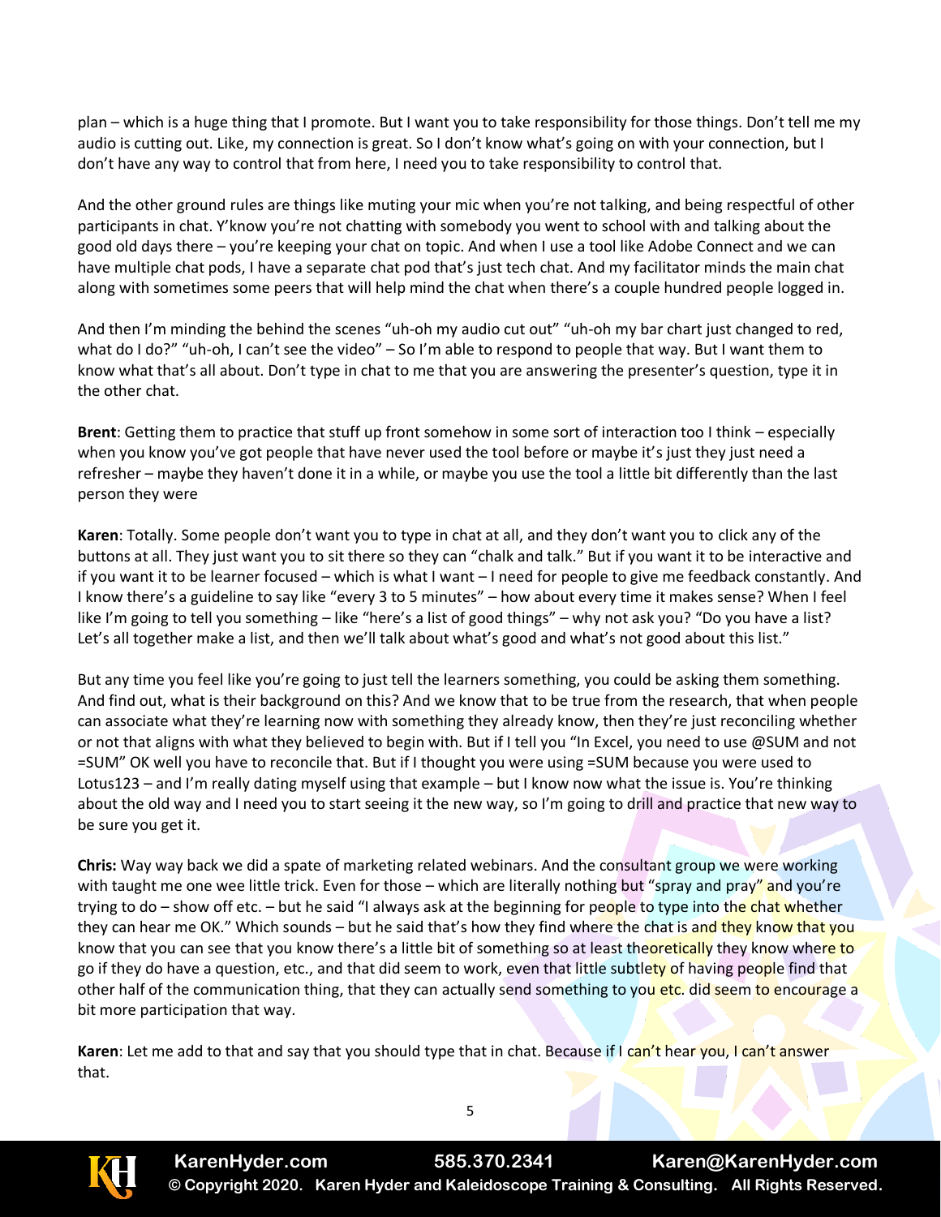plan – which is a huge thing that I promote. But I want you to take responsibility for those things. Don't tell me my audio is cutting out. Like, my connection is great. So I don't know what's going on with your connection, but I don't have any way to control that from here, I need you to take responsibility to control that.

And the other ground rules are things like muting your mic when you're not talking, and being respectful of other participants in chat. Y'know you're not chatting with somebody you went to school with and talking about the good old days there – you're keeping your chat on topic. And when I use a tool like Adobe Connect and we can have multiple chat pods, I have a separate chat pod that's just tech chat. And my facilitator minds the main chat along with sometimes some peers that will help mind the chat when there's a couple hundred people logged in.

And then I'm minding the behind the scenes "uh-oh my audio cut out" "uh-oh my bar chart just changed to red, what do I do?" "uh-oh, I can't see the video" – So I'm able to respond to people that way. But I want them to know what that's all about. Don't type in chat to me that you are answering the presenter's question, type it in the other chat.

**Brent**: Getting them to practice that stuff up front somehow in some sort of interaction too I think – especially when you know you've got people that have never used the tool before or maybe it's just they just need a refresher – maybe they haven't done it in a while, or maybe you use the tool a little bit differently than the last person they were

**Karen**: Totally. Some people don't want you to type in chat at all, and they don't want you to click any of the buttons at all. They just want you to sit there so they can "chalk and talk." But if you want it to be interactive and if you want it to be learner focused – which is what I want – I need for people to give me feedback constantly. And I know there's a guideline to say like "every 3 to 5 minutes" – how about every time it makes sense? When I feel like I'm going to tell you something – like "here's a list of good things" – why not ask you? "Do you have a list? Let's all together make a list, and then we'll talk about what's good and what's not good about this list."

But any time you feel like you're going to just tell the learners something, you could be asking them something. And find out, what is their background on this? And we know that to be true from the research, that when people can associate what they're learning now with something they already know, then they're just reconciling whether or not that aligns with what they believed to begin with. But if I tell you "In Excel, you need to use @SUM and not =SUM" OK well you have to reconcile that. But if I thought you were using =SUM because you were used to Lotus123 – and I'm really dating myself using that example – but I know now what the issue is. You're thinking about the old way and I need you to start seeing it the new way, so I'm going to drill and practice that new way to be sure you get it.

**Chris:** Way way back we did a spate of marketing related webinars. And the consultant group we were working with taught me one wee little trick. Even for those – which are literally nothing but "spray and pray" and you're trying to do – show off etc. – but he said "I always ask at the beginning for people to type into the chat whether they can hear me OK." Which sounds – but he said that's how they find where the chat is and they know that you know that you can see that you know there's a little bit of something so at least theoretically they know where to go if they do have a question, etc., and that did seem to work, even that little subtlety of having people find that other half of the communication thing, that they can actually send something to you etc. did seem to encourage a bit more participation that way.

**Karen**: Let me add to that and say that you should type that in chat. Because if I can't hear you, I can't answer that.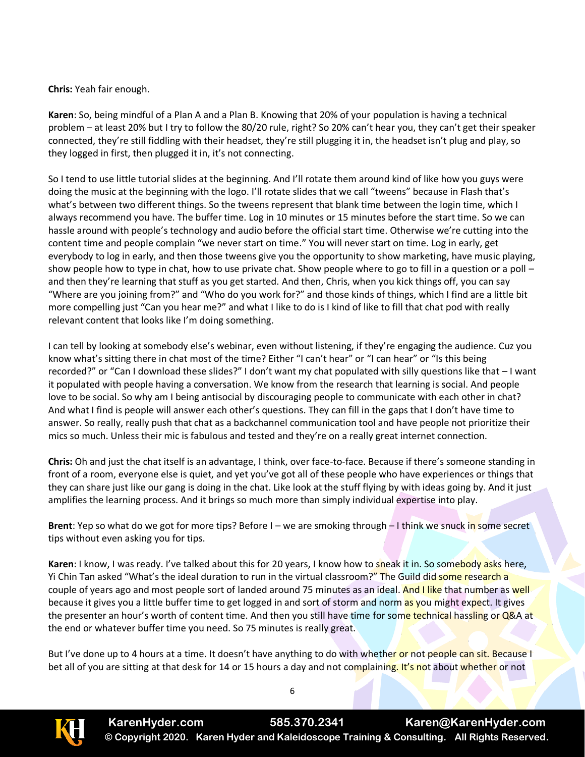**Chris:** Yeah fair enough.

**Karen**: So, being mindful of a Plan A and a Plan B. Knowing that 20% of your population is having a technical problem – at least 20% but I try to follow the 80/20 rule, right? So 20% can't hear you, they can't get their speaker connected, they're still fiddling with their headset, they're still plugging it in, the headset isn't plug and play, so they logged in first, then plugged it in, it's not connecting.

So I tend to use little tutorial slides at the beginning. And I'll rotate them around kind of like how you guys were doing the music at the beginning with the logo. I'll rotate slides that we call "tweens" because in Flash that's what's between two different things. So the tweens represent that blank time between the login time, which I always recommend you have. The buffer time. Log in 10 minutes or 15 minutes before the start time. So we can hassle around with people's technology and audio before the official start time. Otherwise we're cutting into the content time and people complain "we never start on time." You will never start on time. Log in early, get everybody to log in early, and then those tweens give you the opportunity to show marketing, have music playing, show people how to type in chat, how to use private chat. Show people where to go to fill in a question or a poll – and then they're learning that stuff as you get started. And then, Chris, when you kick things off, you can say "Where are you joining from?" and "Who do you work for?" and those kinds of things, which I find are a little bit more compelling just "Can you hear me?" and what I like to do is I kind of like to fill that chat pod with really relevant content that looks like I'm doing something.

I can tell by looking at somebody else's webinar, even without listening, if they're engaging the audience. Cuz you know what's sitting there in chat most of the time? Either "I can't hear" or "I can hear" or "Is this being recorded?" or "Can I download these slides?" I don't want my chat populated with silly questions like that – I want it populated with people having a conversation. We know from the research that learning is social. And people love to be social. So why am I being antisocial by discouraging people to communicate with each other in chat? And what I find is people will answer each other's questions. They can fill in the gaps that I don't have time to answer. So really, really push that chat as a backchannel communication tool and have people not prioritize their mics so much. Unless their mic is fabulous and tested and they're on a really great internet connection.

**Chris:** Oh and just the chat itself is an advantage, I think, over face-to-face. Because if there's someone standing in front of a room, everyone else is quiet, and yet you've got all of these people who have experiences or things that they can share just like our gang is doing in the chat. Like look at the stuff flying by with ideas going by. And it just amplifies the learning process. And it brings so much more than simply individual expertise into play.

**Brent**: Yep so what do we got for more tips? Before I – we are smoking through – I think we snuck in some secret tips without even asking you for tips.

**Karen**: I know, I was ready. I've talked about this for 20 years, I know how to sneak it in. So somebody asks here, Yi Chin Tan asked "What's the ideal duration to run in the virtual classroom?" The Guild did some research a couple of years ago and most people sort of landed around 75 minutes as an ideal. And I like that number as well because it gives you a little buffer time to get logged in and sort of storm and norm as you might expect. It gives the presenter an hour's worth of content time. And then you still have time for some technical hassling or Q&A at the end or whatever buffer time you need. So 75 minutes is really great.

But I've done up to 4 hours at a time. It doesn't have anything to do with whether or not people can sit. Because I bet all of you are sitting at that desk for 14 or 15 hours a day and not complaining. It's not about whether or not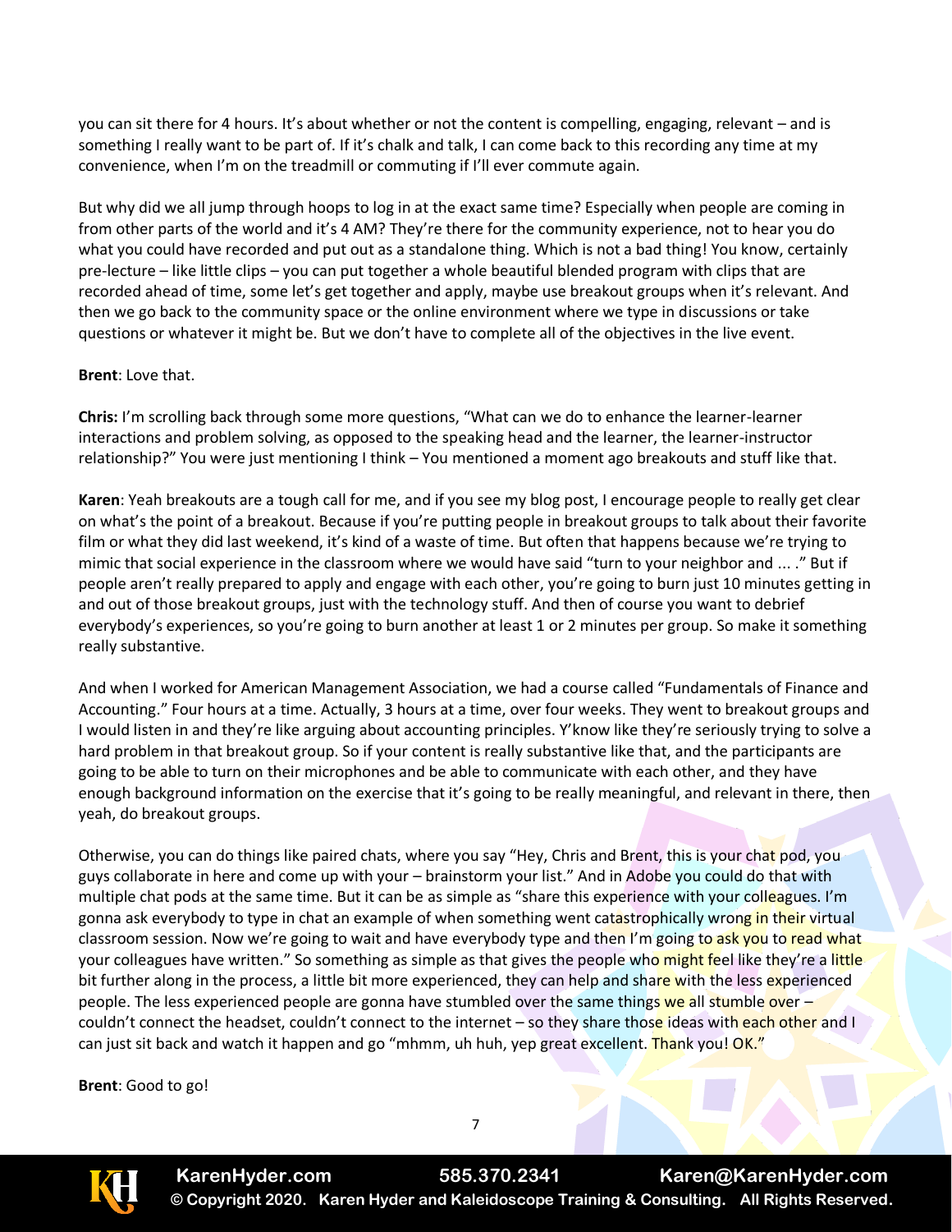you can sit there for 4 hours. It's about whether or not the content is compelling, engaging, relevant – and is something I really want to be part of. If it's chalk and talk, I can come back to this recording any time at my convenience, when I'm on the treadmill or commuting if I'll ever commute again.

But why did we all jump through hoops to log in at the exact same time? Especially when people are coming in from other parts of the world and it's 4 AM? They're there for the community experience, not to hear you do what you could have recorded and put out as a standalone thing. Which is not a bad thing! You know, certainly pre-lecture – like little clips – you can put together a whole beautiful blended program with clips that are recorded ahead of time, some let's get together and apply, maybe use breakout groups when it's relevant. And then we go back to the community space or the online environment where we type in discussions or take questions or whatever it might be. But we don't have to complete all of the objectives in the live event.

**Brent**: Love that.

**Chris:** I'm scrolling back through some more questions, "What can we do to enhance the learner-learner interactions and problem solving, as opposed to the speaking head and the learner, the learner-instructor relationship?" You were just mentioning I think – You mentioned a moment ago breakouts and stuff like that.

**Karen**: Yeah breakouts are a tough call for me, and if you see my blog post, I encourage people to really get clear on what's the point of a breakout. Because if you're putting people in breakout groups to talk about their favorite film or what they did last weekend, it's kind of a waste of time. But often that happens because we're trying to mimic that social experience in the classroom where we would have said "turn to your neighbor and ... ." But if people aren't really prepared to apply and engage with each other, you're going to burn just 10 minutes getting in and out of those breakout groups, just with the technology stuff. And then of course you want to debrief everybody's experiences, so you're going to burn another at least 1 or 2 minutes per group. So make it something really substantive.

And when I worked for American Management Association, we had a course called "Fundamentals of Finance and Accounting." Four hours at a time. Actually, 3 hours at a time, over four weeks. They went to breakout groups and I would listen in and they're like arguing about accounting principles. Y'know like they're seriously trying to solve a hard problem in that breakout group. So if your content is really substantive like that, and the participants are going to be able to turn on their microphones and be able to communicate with each other, and they have enough background information on the exercise that it's going to be really meaningful, and relevant in there, then yeah, do breakout groups.

Otherwise, you can do things like paired chats, where you say "Hey, Chris and Brent, this is your chat pod, you guys collaborate in here and come up with your – brainstorm your list." And in Adobe you could do that with multiple chat pods at the same time. But it can be as simple as "share this experience with your colleagues. I'm gonna ask everybody to type in chat an example of when something went catastrophically wrong in their virtual classroom session. Now we're going to wait and have everybody type and then I'm going to ask you to read what your colleagues have written." So something as simple as that gives the people who might feel like they're a little bit further along in the process, a little bit more experienced, they can help and share with the less experienced people. The less experienced people are gonna have stumbled over the same things we all stumble over – couldn't connect the headset, couldn't connect to the internet – so they share those ideas with each other and I can just sit back and watch it happen and go "mhmm, uh huh, yep great excellent. Thank you! OK."

**Brent**: Good to go!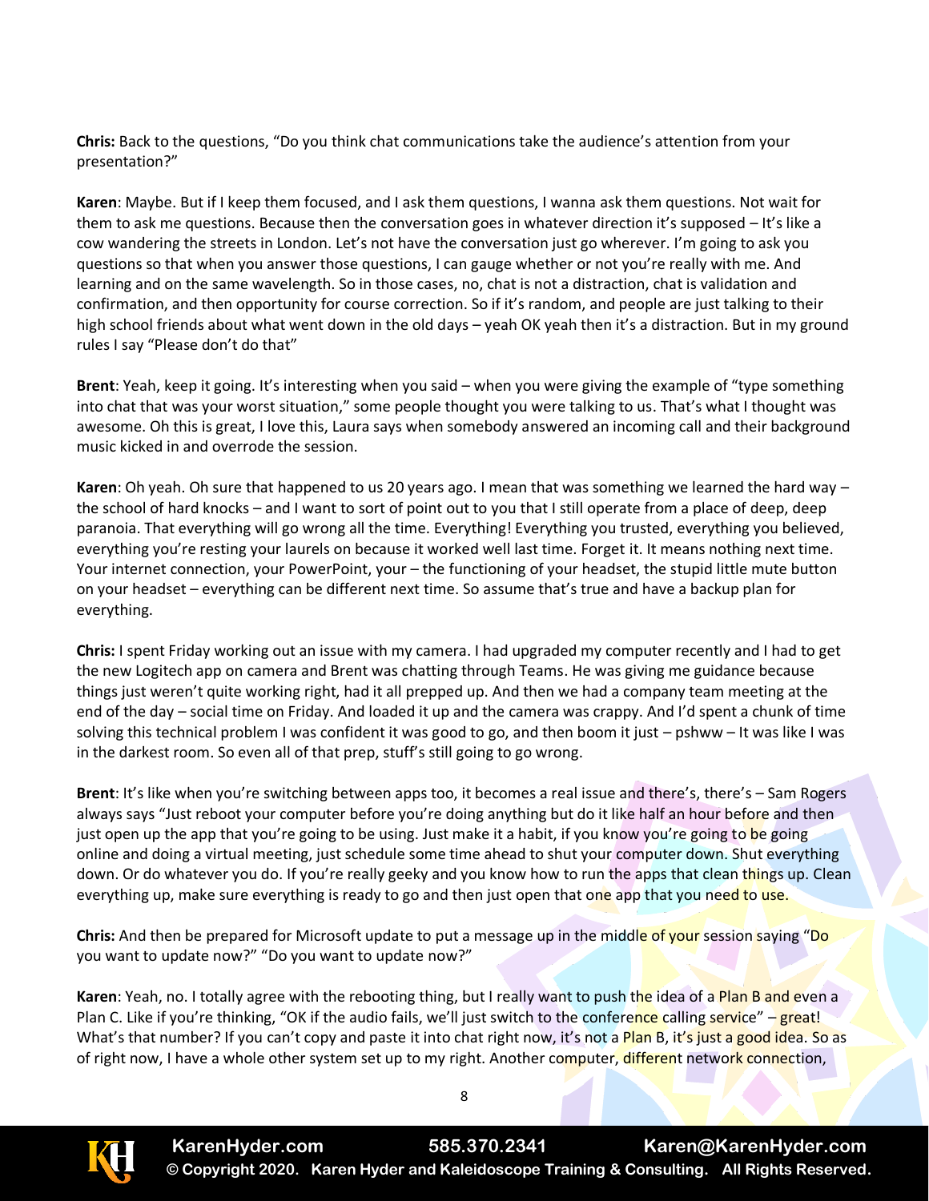**Chris:** Back to the questions, "Do you think chat communications take the audience's attention from your presentation?"

**Karen**: Maybe. But if I keep them focused, and I ask them questions, I wanna ask them questions. Not wait for them to ask me questions. Because then the conversation goes in whatever direction it's supposed – It's like a cow wandering the streets in London. Let's not have the conversation just go wherever. I'm going to ask you questions so that when you answer those questions, I can gauge whether or not you're really with me. And learning and on the same wavelength. So in those cases, no, chat is not a distraction, chat is validation and confirmation, and then opportunity for course correction. So if it's random, and people are just talking to their high school friends about what went down in the old days – yeah OK yeah then it's a distraction. But in my ground rules I say "Please don't do that"

**Brent**: Yeah, keep it going. It's interesting when you said – when you were giving the example of "type something into chat that was your worst situation," some people thought you were talking to us. That's what I thought was awesome. Oh this is great, I love this, Laura says when somebody answered an incoming call and their background music kicked in and overrode the session.

**Karen**: Oh yeah. Oh sure that happened to us 20 years ago. I mean that was something we learned the hard way – the school of hard knocks – and I want to sort of point out to you that I still operate from a place of deep, deep paranoia. That everything will go wrong all the time. Everything! Everything you trusted, everything you believed, everything you're resting your laurels on because it worked well last time. Forget it. It means nothing next time. Your internet connection, your PowerPoint, your – the functioning of your headset, the stupid little mute button on your headset – everything can be different next time. So assume that's true and have a backup plan for everything.

**Chris:** I spent Friday working out an issue with my camera. I had upgraded my computer recently and I had to get the new Logitech app on camera and Brent was chatting through Teams. He was giving me guidance because things just weren't quite working right, had it all prepped up. And then we had a company team meeting at the end of the day – social time on Friday. And loaded it up and the camera was crappy. And I'd spent a chunk of time solving this technical problem I was confident it was good to go, and then boom it just – pshww – It was like I was in the darkest room. So even all of that prep, stuff's still going to go wrong.

**Brent**: It's like when you're switching between apps too, it becomes a real issue and there's, there's – Sam Rogers always says "Just reboot your computer before you're doing anything but do it like half an hour before and then just open up the app that you're going to be using. Just make it a habit, if you know you're going to be going online and doing a virtual meeting, just schedule some time ahead to shut your computer down. Shut everything down. Or do whatever you do. If you're really geeky and you know how to run the apps that clean things up. Clean everything up, make sure everything is ready to go and then just open that one app that you need to use.

**Chris:** And then be prepared for Microsoft update to put a message up in the middle of your session saying "Do you want to update now?" "Do you want to update now?"

**Karen**: Yeah, no. I totally agree with the rebooting thing, but I really want to push the idea of a Plan B and even a Plan C. Like if you're thinking, "OK if the audio fails, we'll just switch to the conference calling service" – great! What's that number? If you can't copy and paste it into chat right now, it's not a Plan B, it's just a good idea. So as of right now, I have a whole other system set up to my right. Another computer, different network connection,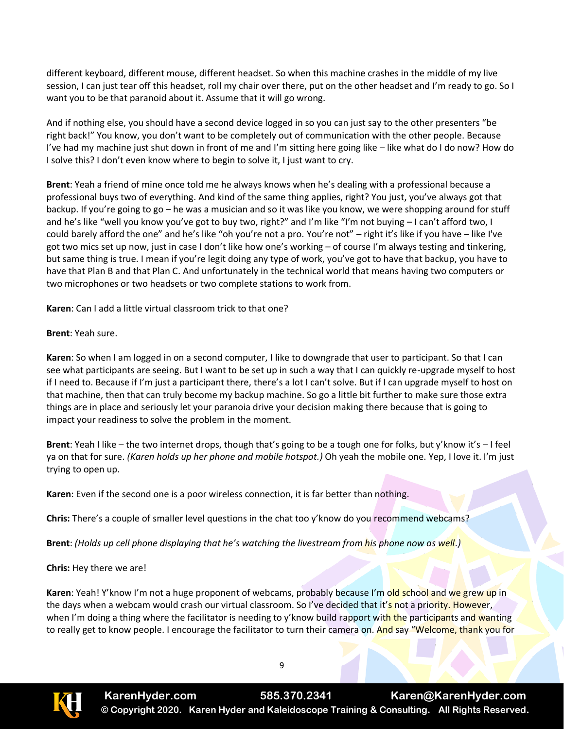different keyboard, different mouse, different headset. So when this machine crashes in the middle of my live session, I can just tear off this headset, roll my chair over there, put on the other headset and I'm ready to go. So I want you to be that paranoid about it. Assume that it will go wrong.

And if nothing else, you should have a second device logged in so you can just say to the other presenters "be right back!" You know, you don't want to be completely out of communication with the other people. Because I've had my machine just shut down in front of me and I'm sitting here going like – like what do I do now? How do I solve this? I don't even know where to begin to solve it, I just want to cry.

**Brent**: Yeah a friend of mine once told me he always knows when he's dealing with a professional because a professional buys two of everything. And kind of the same thing applies, right? You just, you've always got that backup. If you're going to go – he was a musician and so it was like you know, we were shopping around for stuff and he's like "well you know you've got to buy two, right?" and I'm like "I'm not buying – I can't afford two, I could barely afford the one" and he's like "oh you're not a pro. You're not" – right it's like if you have – like I've got two mics set up now, just in case I don't like how one's working – of course I'm always testing and tinkering, but same thing is true. I mean if you're legit doing any type of work, you've got to have that backup, you have to have that Plan B and that Plan C. And unfortunately in the technical world that means having two computers or two microphones or two headsets or two complete stations to work from.

**Karen**: Can I add a little virtual classroom trick to that one?

**Brent**: Yeah sure.

**Karen**: So when I am logged in on a second computer, I like to downgrade that user to participant. So that I can see what participants are seeing. But I want to be set up in such a way that I can quickly re-upgrade myself to host if I need to. Because if I'm just a participant there, there's a lot I can't solve. But if I can upgrade myself to host on that machine, then that can truly become my backup machine. So go a little bit further to make sure those extra things are in place and seriously let your paranoia drive your decision making there because that is going to impact your readiness to solve the problem in the moment.

**Brent**: Yeah I like – the two internet drops, though that's going to be a tough one for folks, but y'know it's – I feel ya on that for sure. *(Karen holds up her phone and mobile hotspot.)* Oh yeah the mobile one. Yep, I love it. I'm just trying to open up.

**Karen**: Even if the second one is a poor wireless connection, it is far better than nothing.

**Chris:** There's a couple of smaller level questions in the chat too y'know do you recommend webcams?

**Brent**: *(Holds up cell phone displaying that he's watching the livestream from his phone now as well.)*

**Chris:** Hey there we are!

**Karen**: Yeah! Y'know I'm not a huge proponent of webcams, probably because I'm old school and we grew up in the days when a webcam would crash our virtual classroom. So I've decided that it's not a priority. However, when I'm doing a thing where the facilitator is needing to y'know build rapport with the participants and wanting to really get to know people. I encourage the facilitator to turn their camera on. And say "Welcome, thank you for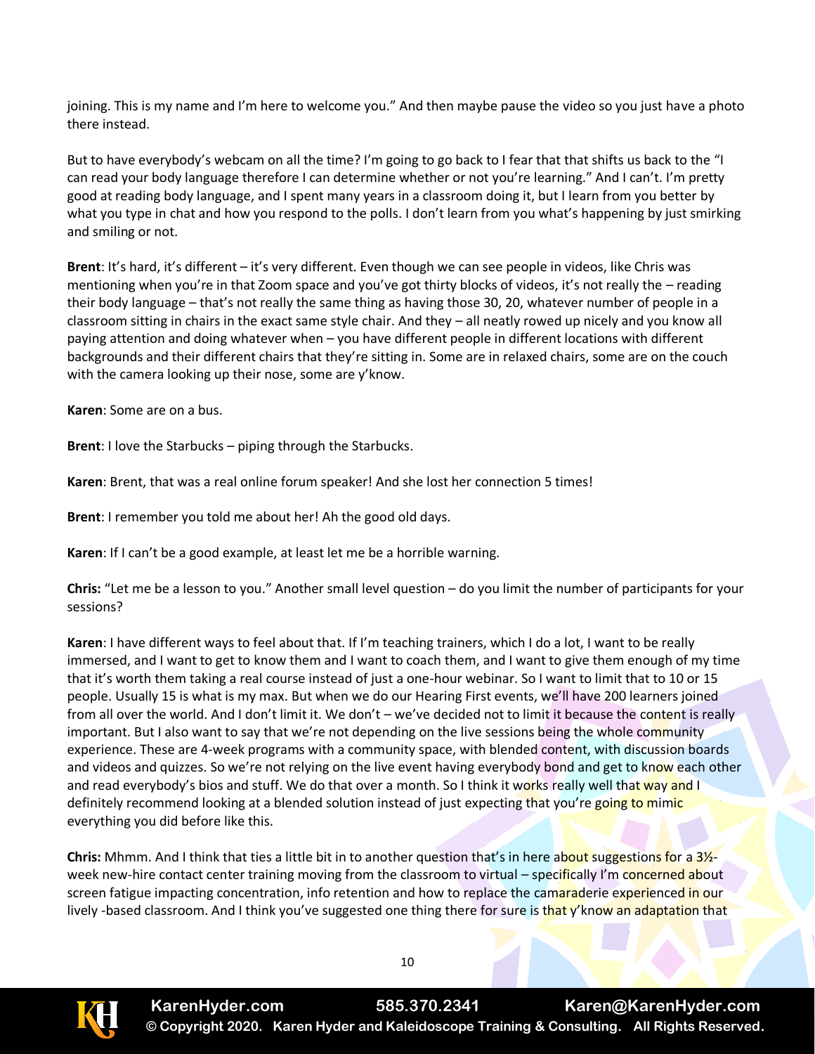joining. This is my name and I'm here to welcome you." And then maybe pause the video so you just have a photo there instead.

But to have everybody's webcam on all the time? I'm going to go back to I fear that that shifts us back to the "I can read your body language therefore I can determine whether or not you're learning." And I can't. I'm pretty good at reading body language, and I spent many years in a classroom doing it, but I learn from you better by what you type in chat and how you respond to the polls. I don't learn from you what's happening by just smirking and smiling or not.

**Brent**: It's hard, it's different – it's very different. Even though we can see people in videos, like Chris was mentioning when you're in that Zoom space and you've got thirty blocks of videos, it's not really the – reading their body language – that's not really the same thing as having those 30, 20, whatever number of people in a classroom sitting in chairs in the exact same style chair. And they – all neatly rowed up nicely and you know all paying attention and doing whatever when – you have different people in different locations with different backgrounds and their different chairs that they're sitting in. Some are in relaxed chairs, some are on the couch with the camera looking up their nose, some are y'know.

**Karen**: Some are on a bus.

**Brent**: I love the Starbucks – piping through the Starbucks.

**Karen**: Brent, that was a real online forum speaker! And she lost her connection 5 times!

**Brent**: I remember you told me about her! Ah the good old days.

**Karen**: If I can't be a good example, at least let me be a horrible warning.

**Chris:** "Let me be a lesson to you." Another small level question – do you limit the number of participants for your sessions?

**Karen**: I have different ways to feel about that. If I'm teaching trainers, which I do a lot, I want to be really immersed, and I want to get to know them and I want to coach them, and I want to give them enough of my time that it's worth them taking a real course instead of just a one-hour webinar. So I want to limit that to 10 or 15 people. Usually 15 is what is my max. But when we do our Hearing First events, we'll have 200 learners joined from all over the world. And I don't limit it. We don't – we've decided not to limit it because the content is really important. But I also want to say that we're not depending on the live sessions being the whole community experience. These are 4-week programs with a community space, with blended content, with discussion boards and videos and quizzes. So we're not relying on the live event having everybody bond and get to know each other and read everybody's bios and stuff. We do that over a month. So I think it works really well that way and I definitely recommend looking at a blended solution instead of just expecting that you're going to mimic everything you did before like this.

**Chris:** Mhmm. And I think that ties a little bit in to another question that's in here about suggestions for a 3½-week new-hire contact center training moving from the classroom to virtual – specifically I'm concerned about screen fatigue impacting concentration, info retention and how to replace the camaraderie experienced in our lively -based classroom. And I think you've suggested one thing there for sure is that y'know an adaptation that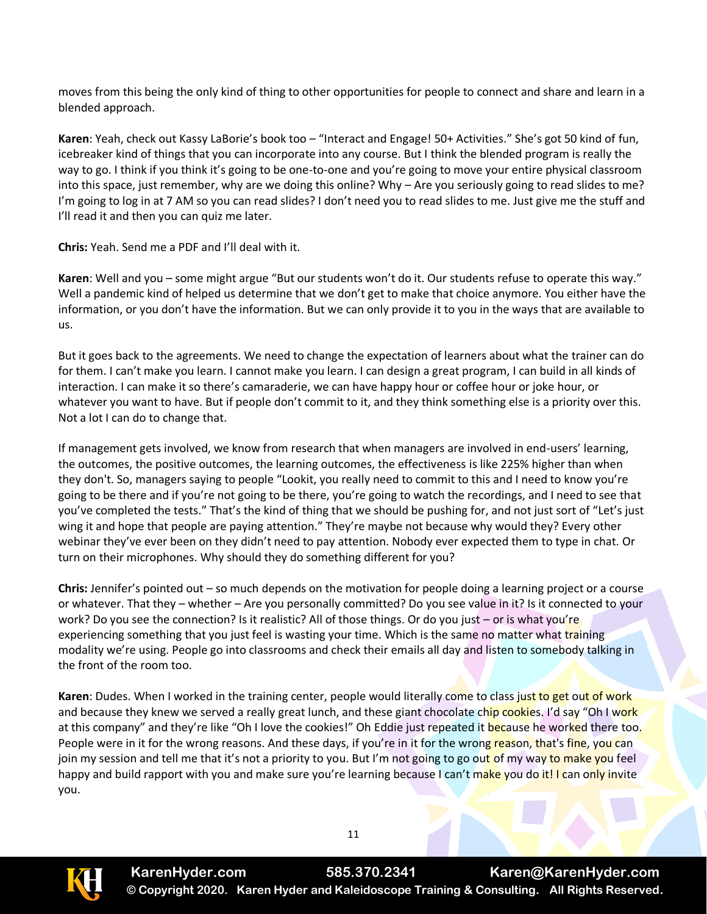moves from this being the only kind of thing to other opportunities for people to connect and share and learn in a blended approach.

**Karen**: Yeah, check out Kassy LaBorie's book too – "Interact and Engage! 50+ Activities." She's got 50 kind of fun, icebreaker kind of things that you can incorporate into any course. But I think the blended program is really the way to go. I think if you think it's going to be one-to-one and you're going to move your entire physical classroom into this space, just remember, why are we doing this online? Why – Are you seriously going to read slides to me? I'm going to log in at 7 AM so you can read slides? I don't need you to read slides to me. Just give me the stuff and I'll read it and then you can quiz me later.

**Chris:** Yeah. Send me a PDF and I'll deal with it.

**Karen**: Well and you – some might argue "But our students won't do it. Our students refuse to operate this way." Well a pandemic kind of helped us determine that we don't get to make that choice anymore. You either have the information, or you don't have the information. But we can only provide it to you in the ways that are available to us.

But it goes back to the agreements. We need to change the expectation of learners about what the trainer can do for them. I can't make you learn. I cannot make you learn. I can design a great program, I can build in all kinds of interaction. I can make it so there's camaraderie, we can have happy hour or coffee hour or joke hour, or whatever you want to have. But if people don't commit to it, and they think something else is a priority over this. Not a lot I can do to change that.

If management gets involved, we know from research that when managers are involved in end-users' learning, the outcomes, the positive outcomes, the learning outcomes, the effectiveness is like 225% higher than when they don't. So, managers saying to people "Lookit, you really need to commit to this and I need to know you're going to be there and if you're not going to be there, you're going to watch the recordings, and I need to see that you've completed the tests." That's the kind of thing that we should be pushing for, and not just sort of "Let's just wing it and hope that people are paying attention." They're maybe not because why would they? Every other webinar they've ever been on they didn't need to pay attention. Nobody ever expected them to type in chat. Or turn on their microphones. Why should they do something different for you?

**Chris:** Jennifer's pointed out – so much depends on the motivation for people doing a learning project or a course or whatever. That they – whether – Are you personally committed? Do you see value in it? Is it connected to your work? Do you see the connection? Is it realistic? All of those things. Or do you just – or is what you're experiencing something that you just feel is wasting your time. Which is the same no matter what training modality we're using. People go into classrooms and check their emails all day and listen to somebody talking in the front of the room too.

**Karen**: Dudes. When I worked in the training center, people would literally come to class just to get out of work and because they knew we served a really great lunch, and these giant chocolate chip cookies. I'd say "Oh I work at this company" and they're like "Oh I love the cookies!" Oh Eddie just repeated it because he worked there too. People were in it for the wrong reasons. And these days, if you're in it for the wrong reason, that's fine, you can join my session and tell me that it's not a priority to you. But I'm not going to go out of my way to make you feel happy and build rapport with you and make sure you're learning because I can't make you do it! I can only invite you.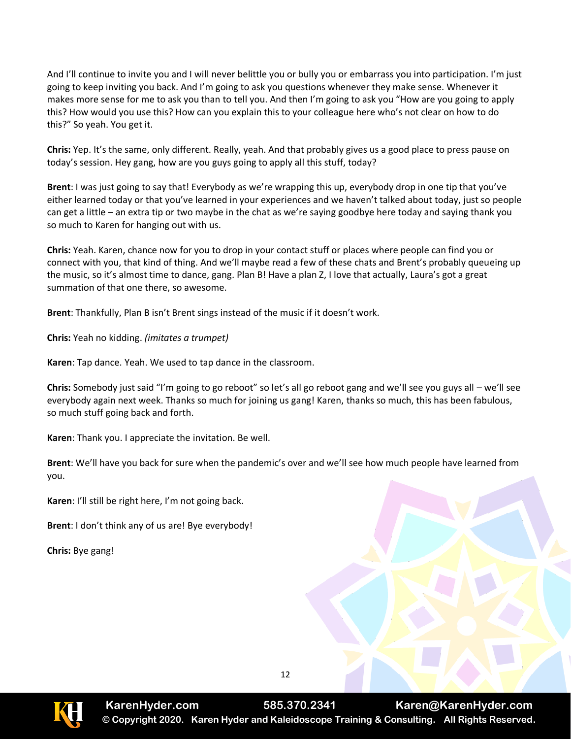And I'll continue to invite you and I will never belittle you or bully you or embarrass you into participation. I'm just going to keep inviting you back. And I'm going to ask you questions whenever they make sense. Whenever it makes more sense for me to ask you than to tell you. And then I'm going to ask you "How are you going to apply this? How would you use this? How can you explain this to your colleague here who's not clear on how to do this?" So yeah. You get it.

**Chris:** Yep. It's the same, only different. Really, yeah. And that probably gives us a good place to press pause on today's session. Hey gang, how are you guys going to apply all this stuff, today?

**Brent**: I was just going to say that! Everybody as we're wrapping this up, everybody drop in one tip that you've either learned today or that you've learned in your experiences and we haven't talked about today, just so people can get a little – an extra tip or two maybe in the chat as we're saying goodbye here today and saying thank you so much to Karen for hanging out with us.

**Chris:** Yeah. Karen, chance now for you to drop in your contact stuff or places where people can find you or connect with you, that kind of thing. And we'll maybe read a few of these chats and Brent's probably queueing up the music, so it's almost time to dance, gang. Plan B! Have a plan Z, I love that actually, Laura's got a great summation of that one there, so awesome.

**Brent**: Thankfully, Plan B isn't Brent sings instead of the music if it doesn't work.

**Chris:** Yeah no kidding. *(imitates a trumpet)*

**Karen**: Tap dance. Yeah. We used to tap dance in the classroom.

**Chris:** Somebody just said "I'm going to go reboot" so let's all go reboot gang and we'll see you guys all – we'll see everybody again next week. Thanks so much for joining us gang! Karen, thanks so much, this has been fabulous, so much stuff going back and forth.

**Karen**: Thank you. I appreciate the invitation. Be well.

**Brent**: We'll have you back for sure when the pandemic's over and we'll see how much people have learned from you.

**Karen**: I'll still be right here, I'm not going back.

**Brent**: I don't think any of us are! Bye everybody!

**Chris:** Bye gang!